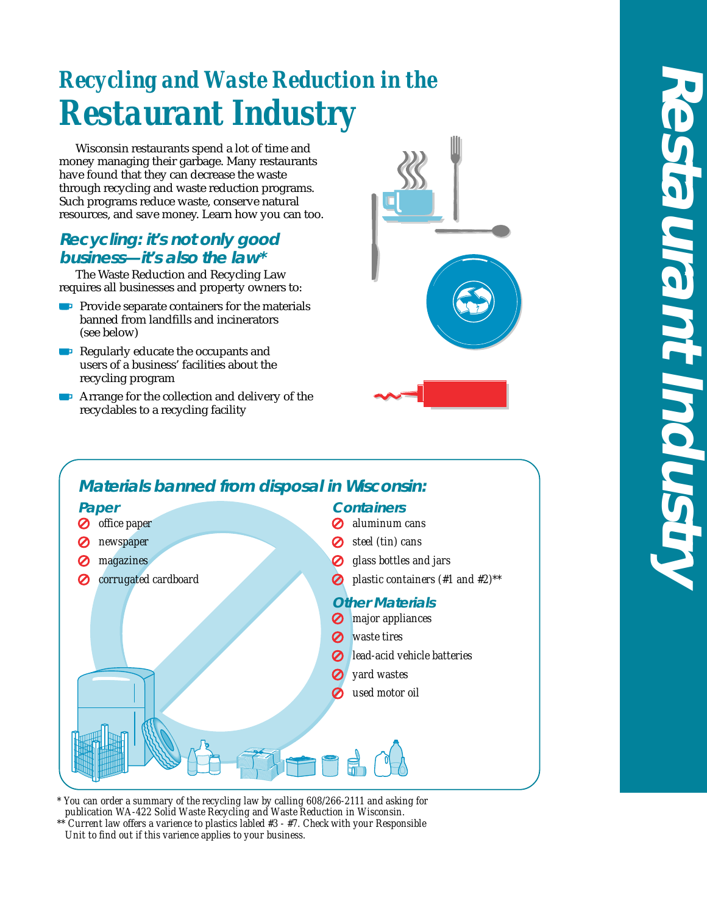# Recycling and Waste Reduction in the Restaurant Industry

Wisconsin restaurants spend a lot of time and money managing their garbage. Many restaurants have found that they can decrease the waste through recycling and waste reduction programs. Such programs reduce waste, conserve natural resources, and save money. Learn how you can too.

## Recycling: it's not only good business—it's also the law*

The Waste Reduction and Recycling Law requires all businesses and property owners to:

- Provide separate containers for the materials banned from landfills and incinerators (see below)
- Regularly educate the occupants and users of a business' facilities about the recycling program
- Arrange for the collection and delivery of the recyclables to a recycling facility

## Materials banned from disposal in Wisconsin:

### Paper

- office paper
- newspaper
- magazines
- corrugated cardboard

### Containers

- aluminum cans
- steel (tin) cans
- glass bottles and jars
- plastic containers (#1 and #2)**

### Other Materials

- major appliances
- waste tires
- lead-acid vehicle batteries
- yard wastes
- used motor oil

*You can order a summary of the recycling law by calling 608/266-2111 and asking for publication WA-422 Solid Waste Recycling and Waste Reduction in Wisconsin.

** Current law offers a varience to plastics labled #3 - #7. Check with your Responsible Unit to find out if this varience applies to your business.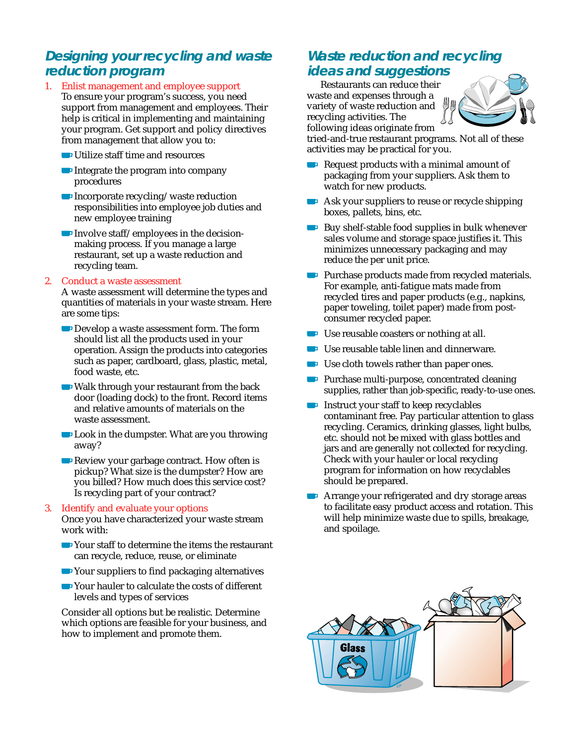## Designing your recycling and waste reduction program

1. Enlist management and employee support
   To ensure your program's success, you need support from management and employees. Their help is critical in implementing and maintaining your program. Get support and policy directives from management that allow you to:
   - Utilize staff time and resources
   - Integrate the program into company procedures
   - Incorporate recycling/waste reduction responsibilities into employee job duties and new employee training
   - Involve staff/employees in the decision-making process. If you manage a large restaurant, set up a waste reduction and recycling team.

2. Conduct a waste assessment
   A waste assessment will determine the types and quantities of materials in your waste stream. Here are some tips:
   - Develop a waste assessment form. The form should list all the products used in your operation. Assign the products into categories such as paper, cardboard, glass, plastic, metal, food waste, etc.
   - Walk through your restaurant from the back door (loading dock) to the front. Record items and relative amounts of materials on the waste assessment.
   - Look in the dumpster. What are you throwing away?
   - Review your garbage contract. How often is pickup? What size is the dumpster? How are you billed? How much does this service cost? Is recycling part of your contract?

3. Identify and evaluate your options
   Once you have characterized your waste stream work with:
   - Your staff to determine the items the restaurant can recycle, reduce, reuse, or eliminate
   - Your suppliers to find packaging alternatives
   - Your hauler to calculate the costs of different levels and types of services

   Consider all options but be realistic. Determine which options are feasible for your business, and how to implement and promote them.

## Waste reduction and recycling ideas and suggestions

Restaurants can reduce their waste and expenses through a variety of waste reduction and recycling activities. The following ideas originate from tried-and-true restaurant programs. Not all of these activities may be practical for you.

- Request products with a minimal amount of packaging from your suppliers. Ask them to watch for new products.
- Ask your suppliers to reuse or recycle shipping boxes, pallets, bins, etc.
- Buy shelf-stable food supplies in bulk whenever sales volume and storage space justifies it. This minimizes unnecessary packaging and may reduce the per unit price.
- Purchase products made from recycled materials. For example, anti-fatigue mats made from recycled tires and paper products (e.g., napkins, paper toweling, toilet paper) made from post-consumer recycled paper.
- Use reusable coasters or nothing at all.
- Use reusable table linen and dinnerware.
- Use cloth towels rather than paper ones.
- Purchase multi-purpose, concentrated cleaning supplies, rather than job-specific, ready-to-use ones.
- Instruct your staff to keep recyclables contaminant free. Pay particular attention to glass recycling. Ceramics, drinking glasses, light bulbs, etc. should not be mixed with glass bottles and jars and are generally not collected for recycling. Check with your hauler or local recycling program for information on how recyclables should be prepared.
- Arrange your refrigerated and dry storage areas to facilitate easy product access and rotation. This will help minimize waste due to spills, breakage, and spoilage.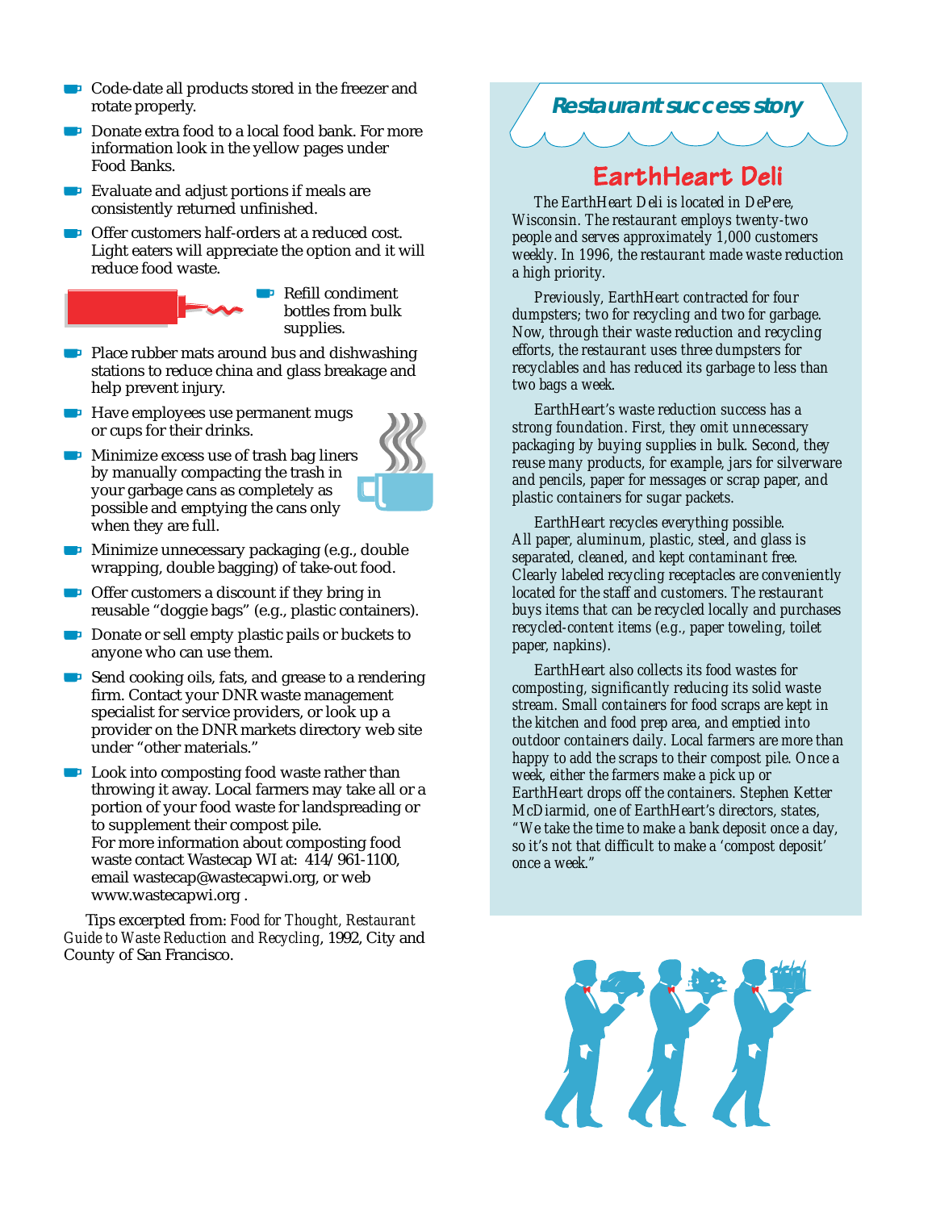- Code-date all products stored in the freezer and rotate properly.
- Donate extra food to a local food bank. For more information look in the yellow pages under Food Banks.
- Evaluate and adjust portions if meals are consistently returned unfinished.
- Offer customers half-orders at a reduced cost. Light eaters will appreciate the option and it will reduce food waste.
- Refill condiment bottles from bulk supplies.
- Place rubber mats around bus and dishwashing stations to reduce china and glass breakage and help prevent injury.
- Have employees use permanent mugs or cups for their drinks.
- Minimize excess use of trash bag liners by manually compacting the trash in your garbage cans as completely as possible and emptying the cans only when they are full.
- Minimize unnecessary packaging (e.g., double wrapping, double bagging) of take-out food.
- Offer customers a discount if they bring in reusable "doggie bags" (e.g., plastic containers).
- Donate or sell empty plastic pails or buckets to anyone who can use them.
- Send cooking oils, fats, and grease to a rendering firm. Contact your DNR waste management specialist for service providers, or look up a provider on the DNR markets directory web site under "other materials."
- Look into composting food waste rather than throwing it away. Local farmers may take all or a portion of your food waste for landspreading or to supplement their compost pile.
  For more information about composting food waste contact Wastecap WI at: 414/961-1100, email wastecap@wastecapwi.org, or web www.wastecapwi.org .

Tips excerpted from: *Food for Thought, Restaurant Guide to Waste Reduction and Recycling*, 1992, City and County of San Francisco.

## Restaurant success story

### EarthHeart Deli

The EarthHeart Deli is located in DePere, Wisconsin. The restaurant employs twenty-two people and serves approximately 1,000 customers weekly. In 1996, the restaurant made waste reduction a high priority.

Previously, EarthHeart contracted for four dumpsters; two for recycling and two for garbage. Now, through their waste reduction and recycling efforts, the restaurant uses three dumpsters for recyclables and has reduced its garbage to less than two bags a week.

EarthHeart's waste reduction success has a strong foundation. First, they omit unnecessary packaging by buying supplies in bulk. Second, they reuse many products, for example, jars for silverware and pencils, paper for messages or scrap paper, and plastic containers for sugar packets.

EarthHeart recycles everything possible. All paper, aluminum, plastic, steel, and glass is separated, cleaned, and kept contaminant free. Clearly labeled recycling receptacles are conveniently located for the staff and customers. The restaurant buys items that can be recycled locally and purchases recycled-content items (e.g., paper toweling, toilet paper, napkins).

EarthHeart also collects its food wastes for composting, significantly reducing its solid waste stream. Small containers for food scraps are kept in the kitchen and food prep area, and emptied into outdoor containers daily. Local farmers are more than happy to add the scraps to their compost pile. Once a week, either the farmers make a pick up or EarthHeart drops off the containers. Stephen Ketter McDiarmid, one of EarthHeart's directors, states, "We take the time to make a bank deposit once a day, so it's not that difficult to make a 'compost deposit' once a week."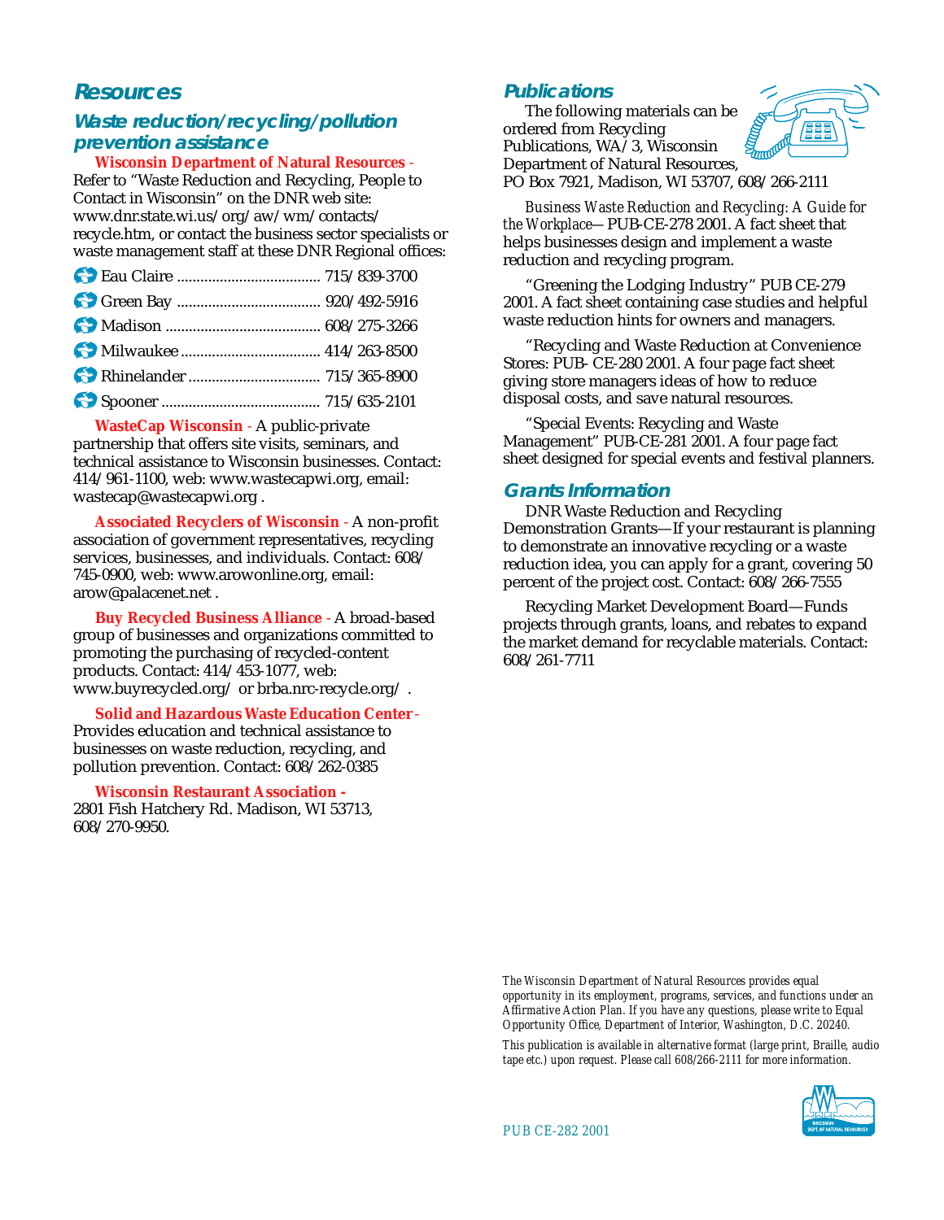## Resources

### Waste reduction/recycling/pollution prevention assistance

**Wisconsin Department of Natural Resources** - Refer to "Waste Reduction and Recycling, People to Contact in Wisconsin" on the DNR web site: www.dnr.state.wi.us/org/aw/wm/contacts/recycle.htm, or contact the business sector specialists or waste management staff at these DNR Regional offices:

- Eau Claire ..................................... 715/839-3700
- Green Bay ..................................... 920/492-5916
- Madison ........................................ 608/275-3266
- Milwaukee .................................... 414/263-8500
- Rhinelander .................................. 715/365-8900
- Spooner ......................................... 715/635-2101

**WasteCap Wisconsin** - A public-private partnership that offers site visits, seminars, and technical assistance to Wisconsin businesses. Contact: 414/961-1100, web: www.wastecapwi.org, email: wastecap@wastecapwi.org .

**Associated Recyclers of Wisconsin** - A non-profit association of government representatives, recycling services, businesses, and individuals. Contact: 608/745-0900, web: www.arowonline.org, email: arow@palacenet.net .

**Buy Recycled Business Alliance** - A broad-based group of businesses and organizations committed to promoting the purchasing of recycled-content products. Contact: 414/453-1077, web: www.buyrecycled.org/ or brba.nrc-recycle.org/ .

**Solid and Hazardous Waste Education Center** - Provides education and technical assistance to businesses on waste reduction, recycling, and pollution prevention. Contact: 608/262-0385

**Wisconsin Restaurant Association** -
2801 Fish Hatchery Rd. Madison, WI 53713, 608/270-9950.

## Publications

The following materials can be ordered from Recycling Publications, WA/3, Wisconsin Department of Natural Resources, PO Box 7921, Madison, WI 53707, 608/266-2111

*Business Waste Reduction and Recycling: A Guide for the Workplace*—PUB-CE-278 2001. A fact sheet that helps businesses design and implement a waste reduction and recycling program.

"Greening the Lodging Industry" PUB CE-279 2001. A fact sheet containing case studies and helpful waste reduction hints for owners and managers.

"Recycling and Waste Reduction at Convenience Stores: PUB- CE-280 2001. A four page fact sheet giving store managers ideas of how to reduce disposal costs, and save natural resources.

"Special Events: Recycling and Waste Management" PUB-CE-281 2001. A four page fact sheet designed for special events and festival planners.

## Grants Information

DNR Waste Reduction and Recycling Demonstration Grants—If your restaurant is planning to demonstrate an innovative recycling or a waste reduction idea, you can apply for a grant, covering 50 percent of the project cost. Contact: 608/266-7555

Recycling Market Development Board—Funds projects through grants, loans, and rebates to expand the market demand for recyclable materials. Contact: 608/261-7711

*The Wisconsin Department of Natural Resources provides equal opportunity in its employment, programs, services, and functions under an Affirmative Action Plan. If you have any questions, please write to Equal Opportunity Office, Department of Interior, Washington, D.C. 20240.*

*This publication is available in alternative format (large print, Braille, audio tape etc.) upon request. Please call 608/266-2111 for more information.*

PUB CE-282 2001